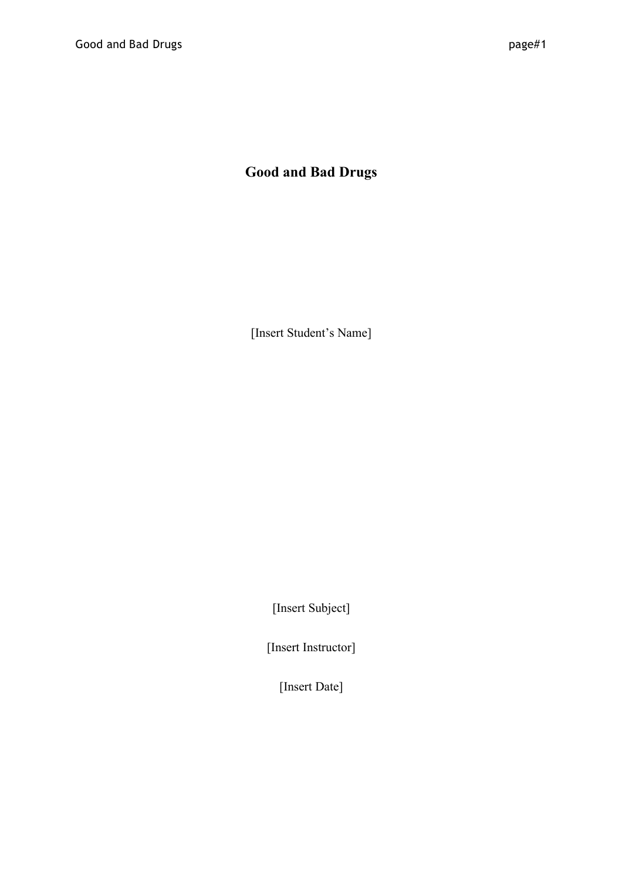# Good and Bad Drugs

[Insert Student's Name]

[Insert Subject]

[Insert Instructor]

[Insert Date]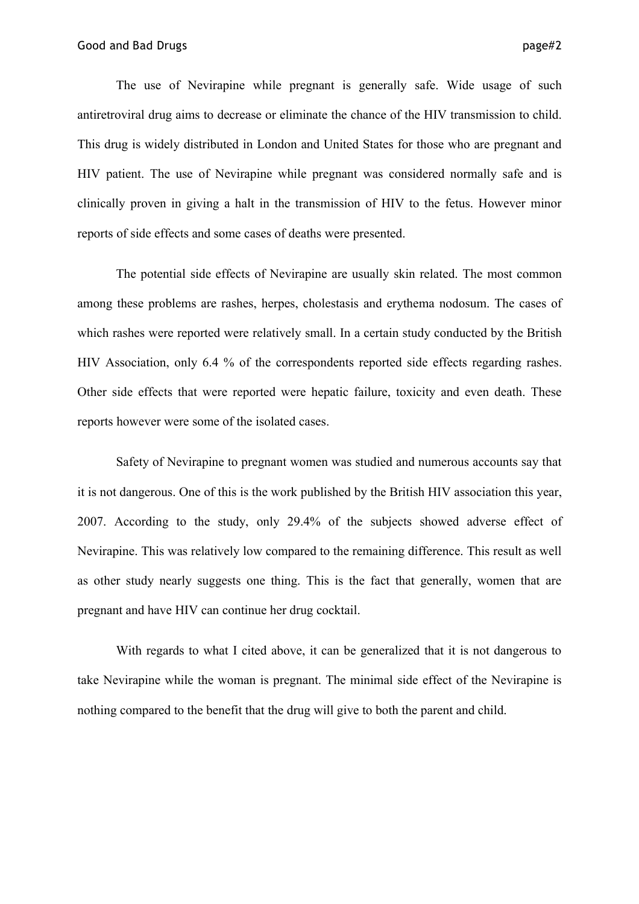The use of Nevirapine while pregnant is generally safe. Wide usage of such antiretroviral drug aims to decrease or eliminate the chance of the HIV transmission to child. This drug is widely distributed in London and United States for those who are pregnant and HIV patient. The use of Nevirapine while pregnant was considered normally safe and is clinically proven in giving a halt in the transmission of HIV to the fetus. However minor reports of side effects and some cases of deaths were presented.

The potential side effects of Nevirapine are usually skin related. The most common among these problems are rashes, herpes, cholestasis and erythema nodosum. The cases of which rashes were reported were relatively small. In a certain study conducted by the British HIV Association, only 6.4 % of the correspondents reported side effects regarding rashes. Other side effects that were reported were hepatic failure, toxicity and even death. These reports however were some of the isolated cases.

Safety of Nevirapine to pregnant women was studied and numerous accounts say that it is not dangerous. One of this is the work published by the British HIV association this year, 2007. According to the study, only 29.4% of the subjects showed adverse effect of Nevirapine. This was relatively low compared to the remaining difference. This result as well as other study nearly suggests one thing. This is the fact that generally, women that are pregnant and have HIV can continue her drug cocktail.

With regards to what I cited above, it can be generalized that it is not dangerous to take Nevirapine while the woman is pregnant. The minimal side effect of the Nevirapine is nothing compared to the benefit that the drug will give to both the parent and child.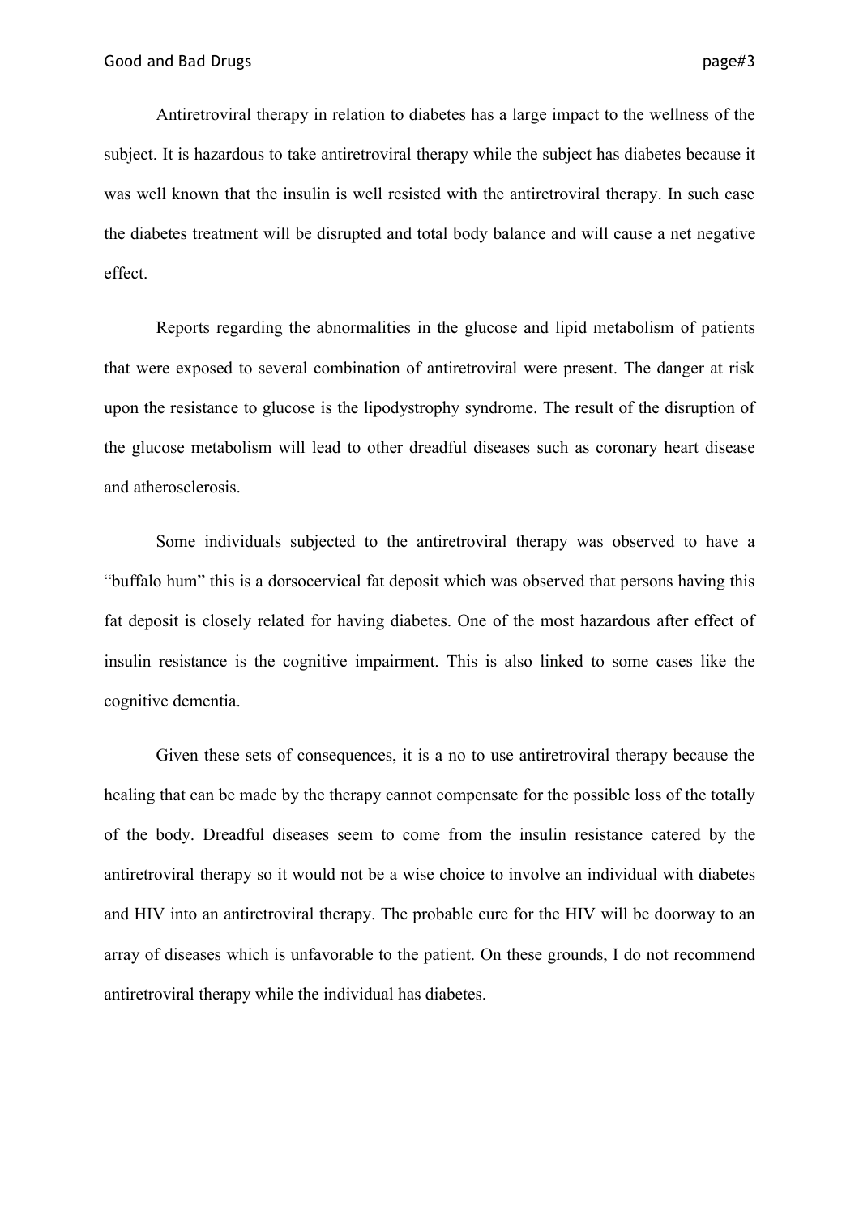Antiretroviral therapy in relation to diabetes has a large impact to the wellness of the subject. It is hazardous to take antiretroviral therapy while the subject has diabetes because it was well known that the insulin is well resisted with the antiretroviral therapy. In such case the diabetes treatment will be disrupted and total body balance and will cause a net negative effect.

Reports regarding the abnormalities in the glucose and lipid metabolism of patients that were exposed to several combination of antiretroviral were present. The danger at risk upon the resistance to glucose is the lipodystrophy syndrome. The result of the disruption of the glucose metabolism will lead to other dreadful diseases such as coronary heart disease and atherosclerosis.

Some individuals subjected to the antiretroviral therapy was observed to have a "buffalo hum" this is a dorsocervical fat deposit which was observed that persons having this fat deposit is closely related for having diabetes. One of the most hazardous after effect of insulin resistance is the cognitive impairment. This is also linked to some cases like the cognitive dementia.

Given these sets of consequences, it is a no to use antiretroviral therapy because the healing that can be made by the therapy cannot compensate for the possible loss of the totally of the body. Dreadful diseases seem to come from the insulin resistance catered by the antiretroviral therapy so it would not be a wise choice to involve an individual with diabetes and HIV into an antiretroviral therapy. The probable cure for the HIV will be doorway to an array of diseases which is unfavorable to the patient. On these grounds, I do not recommend antiretroviral therapy while the individual has diabetes.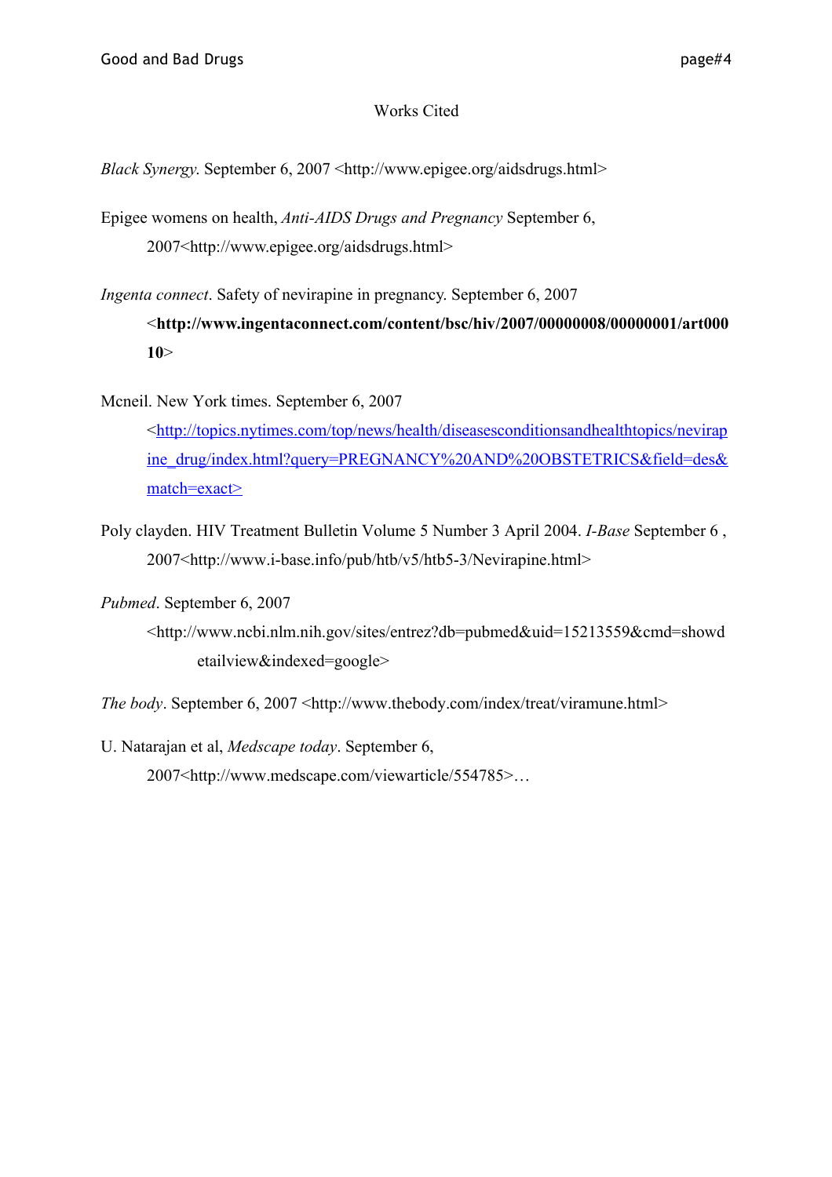# Works Cited

*Black Synergy*. September 6, 2007 <http://www.epigee.org/aidsdrugs.html>

Epigee womens on health, *Anti-AIDS Drugs and Pregnancy* September 6, 2007<http://www.epigee.org/aidsdrugs.html>

*Ingenta connect*. Safety of nevirapine in pregnancy. September 6, 2007 <**http://www.ingentaconnect.com/content/bsc/hiv/2007/00000008/00000001/art00010**>

Mcneil. New York times. September 6, 2007 <http://topics.nytimes.com/top/news/health/diseasesconditionsandhealthtopics/nevirapine_drug/index.html?query=PREGNANCY%20AND%20OBSTETRICS&field=des&match=exact>

Poly clayden. HIV Treatment Bulletin Volume 5 Number 3 April 2004. *I-Base* September 6 , 2007<http://www.i-base.info/pub/htb/v5/htb5-3/Nevirapine.html>

*Pubmed*. September 6, 2007 <http://www.ncbi.nlm.nih.gov/sites/entrez?db=pubmed&uid=15213559&cmd=showdetailview&indexed=google>

*The body*. September 6, 2007 <http://www.thebody.com/index/treat/viramune.html>

U. Natarajan et al, *Medscape today*. September 6, 2007<http://www.medscape.com/viewarticle/554785>…